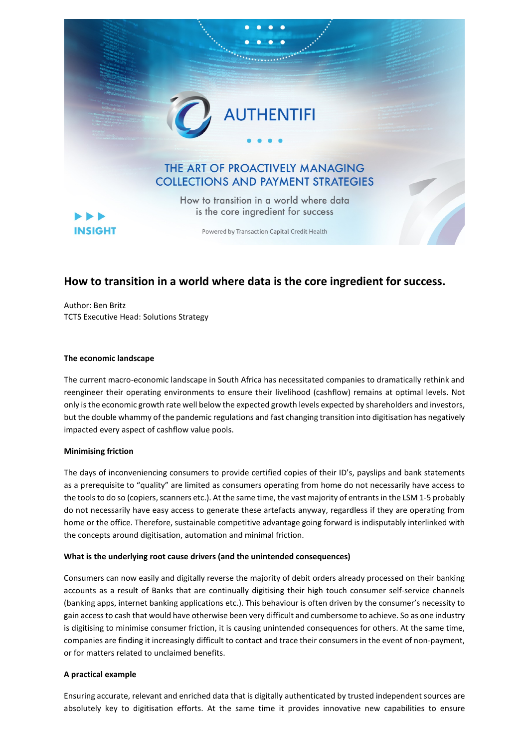AUTHENTIFI

THE ART OF PROACTIVELY MANAGING COLLECTIONS AND PAYMENT STRATEGIES

How to transition in a world where data is the core ingredient for success

INSIGHT

Powered by Transaction Capital Credit Health

## How to transition in a world where data is the core ingredient for success.

Author: Ben Britz
TCTS Executive Head: Solutions Strategy

**The economic landscape**

The current macro-economic landscape in South Africa has necessitated companies to dramatically rethink and reengineer their operating environments to ensure their livelihood (cashflow) remains at optimal levels. Not only is the economic growth rate well below the expected growth levels expected by shareholders and investors, but the double whammy of the pandemic regulations and fast changing transition into digitisation has negatively impacted every aspect of cashflow value pools.

**Minimising friction**

The days of inconveniencing consumers to provide certified copies of their ID's, payslips and bank statements as a prerequisite to "quality" are limited as consumers operating from home do not necessarily have access to the tools to do so (copiers, scanners etc.). At the same time, the vast majority of entrants in the LSM 1-5 probably do not necessarily have easy access to generate these artefacts anyway, regardless if they are operating from home or the office. Therefore, sustainable competitive advantage going forward is indisputably interlinked with the concepts around digitisation, automation and minimal friction.

**What is the underlying root cause drivers (and the unintended consequences)**

Consumers can now easily and digitally reverse the majority of debit orders already processed on their banking accounts as a result of Banks that are continually digitising their high touch consumer self-service channels (banking apps, internet banking applications etc.). This behaviour is often driven by the consumer's necessity to gain access to cash that would have otherwise been very difficult and cumbersome to achieve. So as one industry is digitising to minimise consumer friction, it is causing unintended consequences for others. At the same time, companies are finding it increasingly difficult to contact and trace their consumers in the event of non-payment, or for matters related to unclaimed benefits.

**A practical example**

Ensuring accurate, relevant and enriched data that is digitally authenticated by trusted independent sources are absolutely key to digitisation efforts. At the same time it provides innovative new capabilities to ensure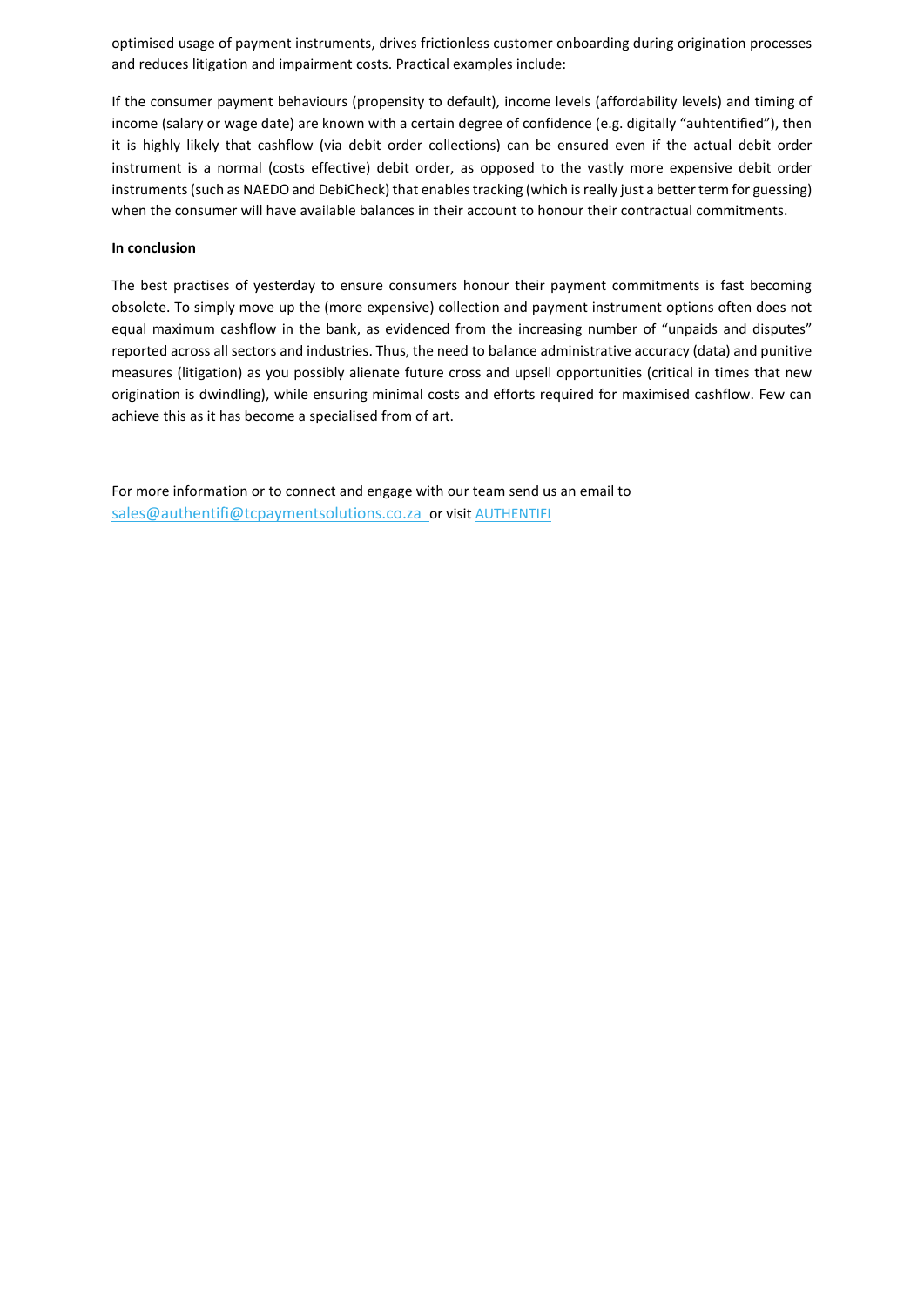optimised usage of payment instruments, drives frictionless customer onboarding during origination processes and reduces litigation and impairment costs. Practical examples include:

If the consumer payment behaviours (propensity to default), income levels (affordability levels) and timing of income (salary or wage date) are known with a certain degree of confidence (e.g. digitally "auhtentified"), then it is highly likely that cashflow (via debit order collections) can be ensured even if the actual debit order instrument is a normal (costs effective) debit order, as opposed to the vastly more expensive debit order instruments (such as NAEDO and DebiCheck) that enables tracking (which is really just a better term for guessing) when the consumer will have available balances in their account to honour their contractual commitments.

**In conclusion**

The best practises of yesterday to ensure consumers honour their payment commitments is fast becoming obsolete. To simply move up the (more expensive) collection and payment instrument options often does not equal maximum cashflow in the bank, as evidenced from the increasing number of "unpaids and disputes" reported across all sectors and industries. Thus, the need to balance administrative accuracy (data) and punitive measures (litigation) as you possibly alienate future cross and upsell opportunities (critical in times that new origination is dwindling), while ensuring minimal costs and efforts required for maximised cashflow. Few can achieve this as it has become a specialised from of art.

For more information or to connect and engage with our team send us an email to sales@authentifi@tcpaymentsolutions.co.za or visit AUTHENTIFI